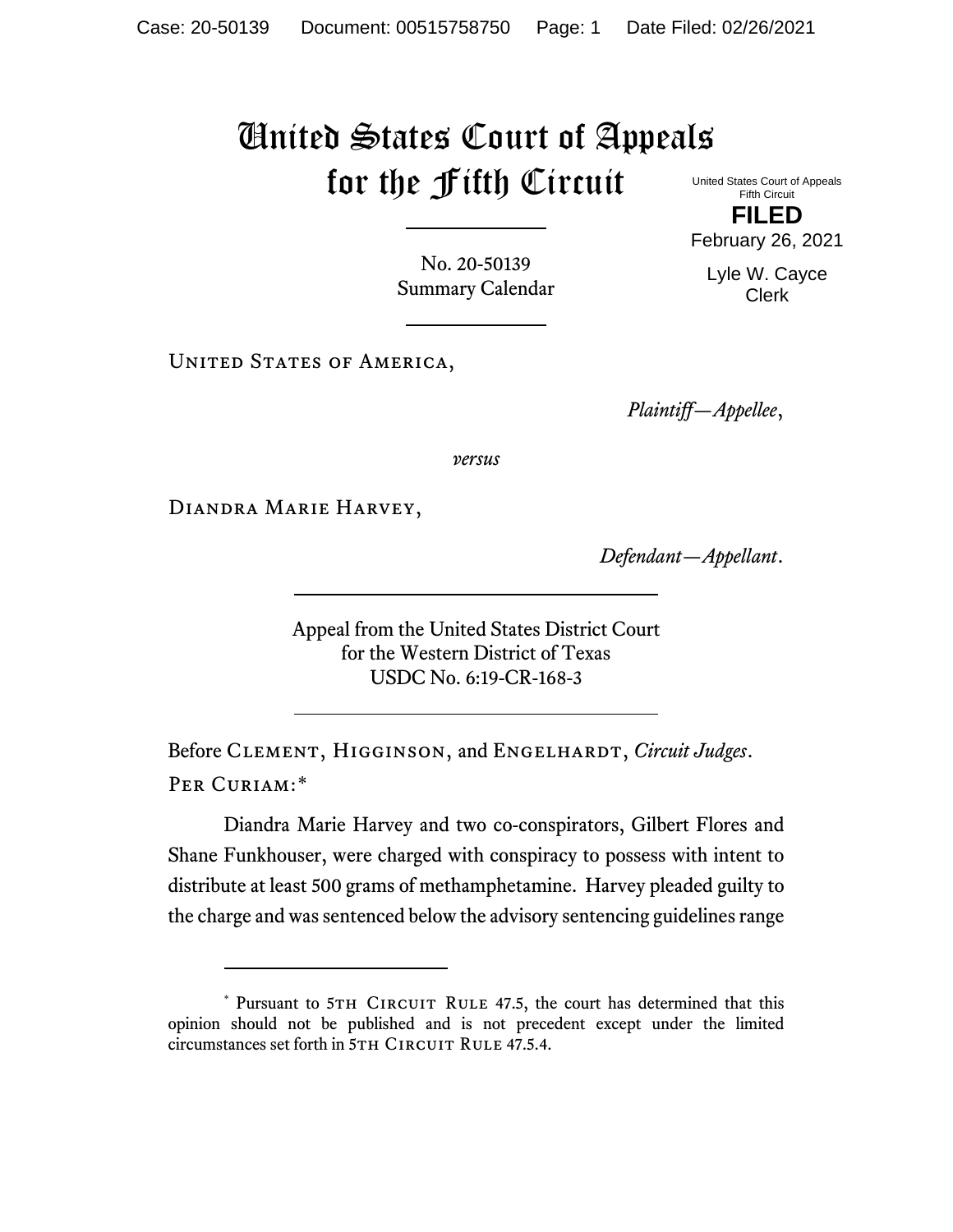# United States Court of Appeals for the Fifth Circuit

United States Court of Appeals
Fifth Circuit

**FILED**

February 26, 2021

Lyle W. Cayce
Clerk

No. 20-50139
Summary Calendar

---

United States of America,

*Plaintiff—Appellee*,

*versus*

Diandra Marie Harvey,

*Defendant—Appellant*.

---

Appeal from the United States District Court
for the Western District of Texas
USDC No. 6:19-CR-168-3

---

Before Clement, Higginson, and Engelhardt, *Circuit Judges*.

Per Curiam:*

Diandra Marie Harvey and two co-conspirators, Gilbert Flores and Shane Funkhouser, were charged with conspiracy to possess with intent to distribute at least 500 grams of methamphetamine. Harvey pleaded guilty to the charge and was sentenced below the advisory sentencing guidelines range

---

* Pursuant to 5th Circuit Rule 47.5, the court has determined that this opinion should not be published and is not precedent except under the limited circumstances set forth in 5th Circuit Rule 47.5.4.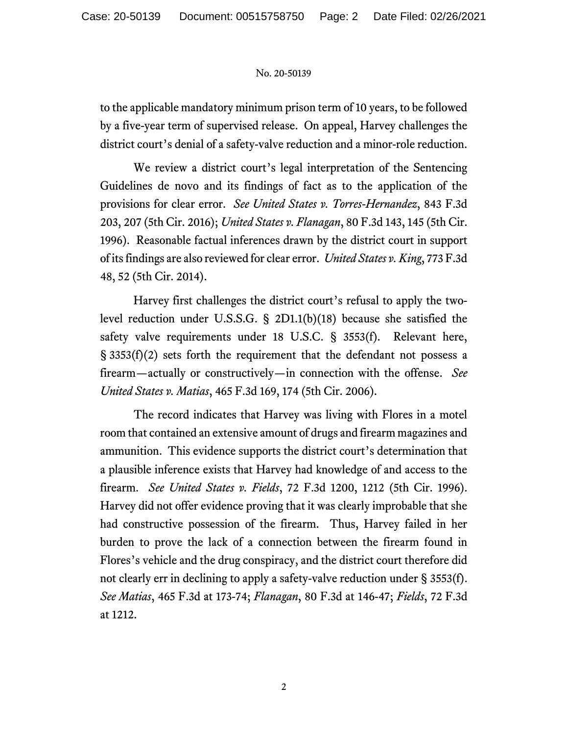to the applicable mandatory minimum prison term of 10 years, to be followed by a five-year term of supervised release. On appeal, Harvey challenges the district court's denial of a safety-valve reduction and a minor-role reduction.

We review a district court's legal interpretation of the Sentencing Guidelines de novo and its findings of fact as to the application of the provisions for clear error. *See United States v. Torres-Hernandez*, 843 F.3d 203, 207 (5th Cir. 2016); *United States v. Flanagan*, 80 F.3d 143, 145 (5th Cir. 1996). Reasonable factual inferences drawn by the district court in support of its findings are also reviewed for clear error. *United States v. King*, 773 F.3d 48, 52 (5th Cir. 2014).

Harvey first challenges the district court's refusal to apply the two-level reduction under U.S.S.G. § 2D1.1(b)(18) because she satisfied the safety valve requirements under 18 U.S.C. § 3553(f). Relevant here, § 3353(f)(2) sets forth the requirement that the defendant not possess a firearm—actually or constructively—in connection with the offense. *See United States v. Matias*, 465 F.3d 169, 174 (5th Cir. 2006).

The record indicates that Harvey was living with Flores in a motel room that contained an extensive amount of drugs and firearm magazines and ammunition. This evidence supports the district court's determination that a plausible inference exists that Harvey had knowledge of and access to the firearm. *See United States v. Fields*, 72 F.3d 1200, 1212 (5th Cir. 1996). Harvey did not offer evidence proving that it was clearly improbable that she had constructive possession of the firearm. Thus, Harvey failed in her burden to prove the lack of a connection between the firearm found in Flores's vehicle and the drug conspiracy, and the district court therefore did not clearly err in declining to apply a safety-valve reduction under § 3553(f). *See Matias*, 465 F.3d at 173-74; *Flanagan*, 80 F.3d at 146-47; *Fields*, 72 F.3d at 1212.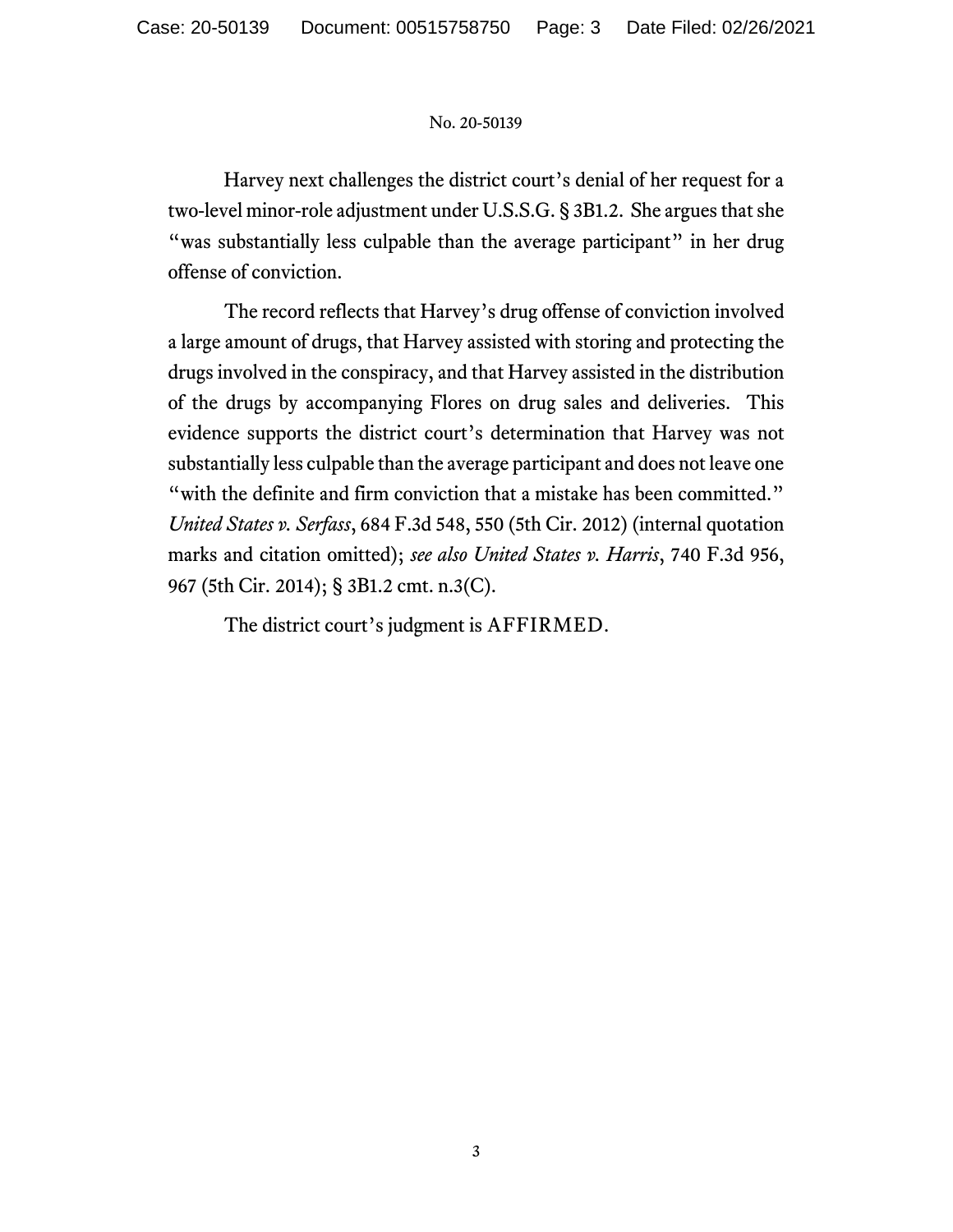Harvey next challenges the district court's denial of her request for a two-level minor-role adjustment under U.S.S.G. § 3B1.2. She argues that she "was substantially less culpable than the average participant" in her drug offense of conviction.

The record reflects that Harvey's drug offense of conviction involved a large amount of drugs, that Harvey assisted with storing and protecting the drugs involved in the conspiracy, and that Harvey assisted in the distribution of the drugs by accompanying Flores on drug sales and deliveries. This evidence supports the district court's determination that Harvey was not substantially less culpable than the average participant and does not leave one "with the definite and firm conviction that a mistake has been committed." *United States v. Serfass*, 684 F.3d 548, 550 (5th Cir. 2012) (internal quotation marks and citation omitted); *see also United States v. Harris*, 740 F.3d 956, 967 (5th Cir. 2014); § 3B1.2 cmt. n.3(C).

The district court's judgment is AFFIRMED.